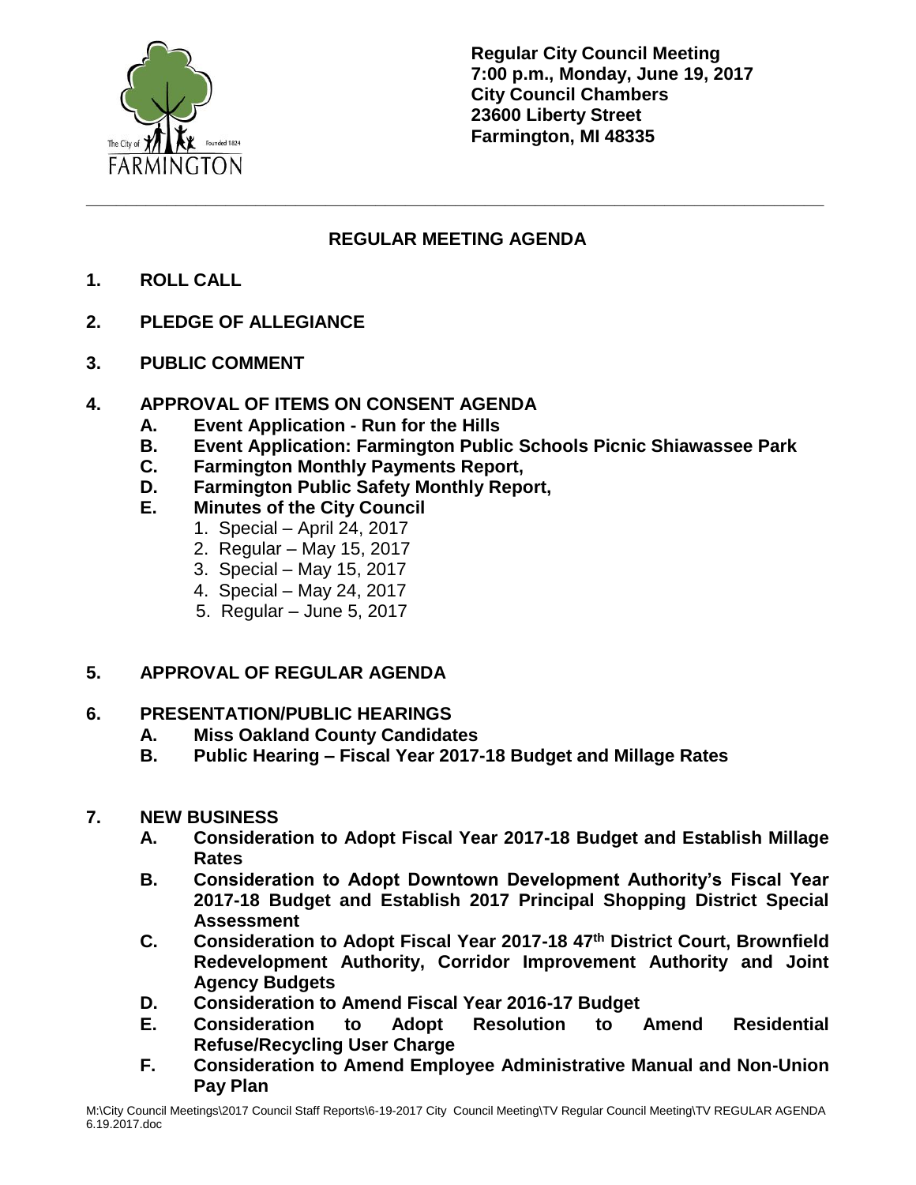**Regular City Council Meeting**
**7:00 p.m., Monday, June 19, 2017**
**City Council Chambers**
**23600 Liberty Street**
**Farmington, MI 48335**

---

## REGULAR MEETING AGENDA

**1. ROLL CALL**

**2. PLEDGE OF ALLEGIANCE**

**3. PUBLIC COMMENT**

**4. APPROVAL OF ITEMS ON CONSENT AGENDA**
   - **A. Event Application - Run for the Hills**
   - **B. Event Application: Farmington Public Schools Picnic Shiawassee Park**
   - **C. Farmington Monthly Payments Report,**
   - **D. Farmington Public Safety Monthly Report,**
   - **E. Minutes of the City Council**
     1. Special – April 24, 2017
     2. Regular – May 15, 2017
     3. Special – May 15, 2017
     4. Special – May 24, 2017
     5. Regular – June 5, 2017

**5. APPROVAL OF REGULAR AGENDA**

**6. PRESENTATION/PUBLIC HEARINGS**
   - **A. Miss Oakland County Candidates**
   - **B. Public Hearing – Fiscal Year 2017-18 Budget and Millage Rates**

**7. NEW BUSINESS**
   - **A. Consideration to Adopt Fiscal Year 2017-18 Budget and Establish Millage Rates**
   - **B. Consideration to Adopt Downtown Development Authority's Fiscal Year 2017-18 Budget and Establish 2017 Principal Shopping District Special Assessment**
   - **C. Consideration to Adopt Fiscal Year 2017-18 47th District Court, Brownfield Redevelopment Authority, Corridor Improvement Authority and Joint Agency Budgets**
   - **D. Consideration to Amend Fiscal Year 2016-17 Budget**
   - **E. Consideration to Adopt Resolution to Amend Residential Refuse/Recycling User Charge**
   - **F. Consideration to Amend Employee Administrative Manual and Non-Union Pay Plan**

M:\City Council Meetings\2017 Council Staff Reports\6-19-2017 City Council Meeting\TV Regular Council Meeting\TV REGULAR AGENDA 6.19.2017.doc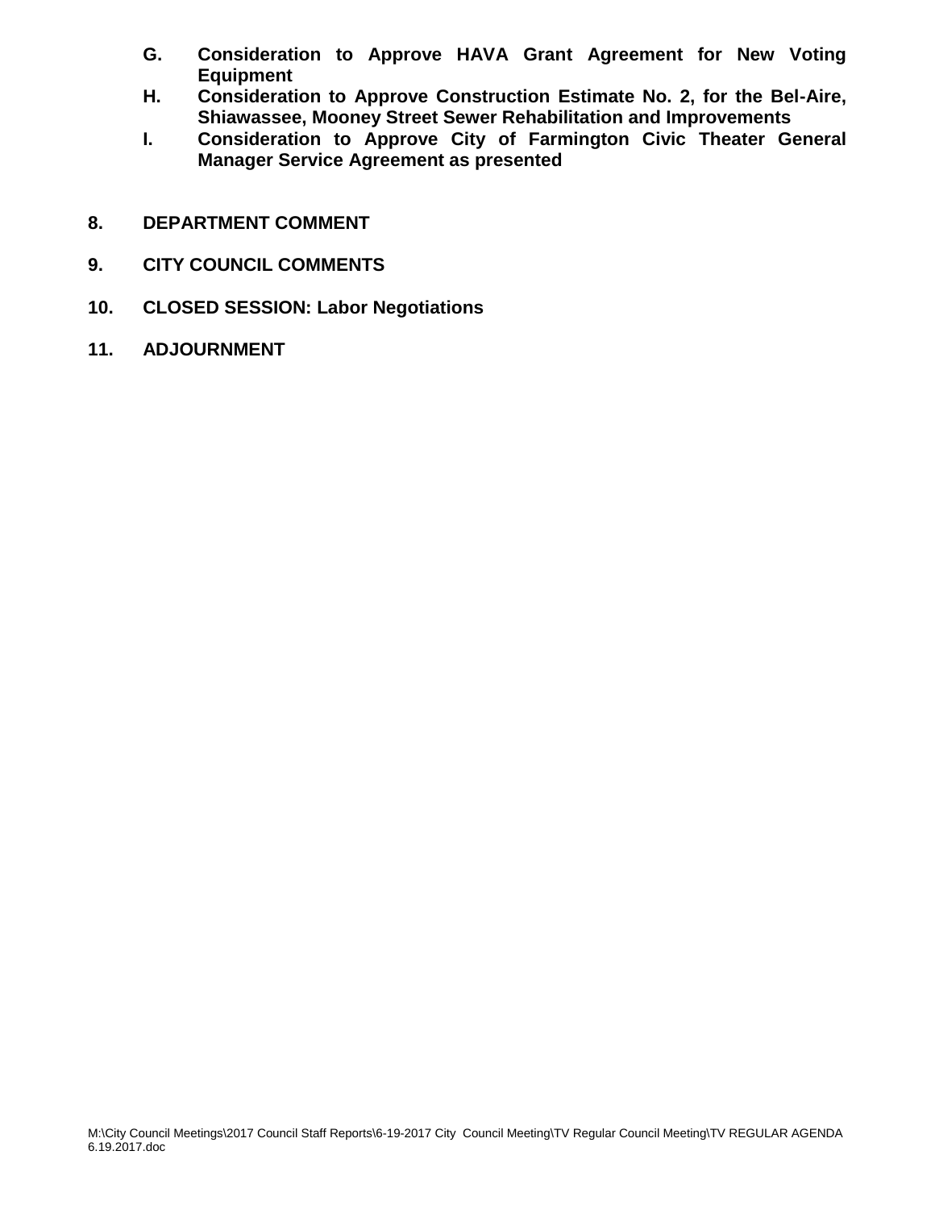**G. Consideration to Approve HAVA Grant Agreement for New Voting Equipment**

**H. Consideration to Approve Construction Estimate No. 2, for the Bel-Aire, Shiawassee, Mooney Street Sewer Rehabilitation and Improvements**

**I. Consideration to Approve City of Farmington Civic Theater General Manager Service Agreement as presented**

**8. DEPARTMENT COMMENT**

**9. CITY COUNCIL COMMENTS**

**10. CLOSED SESSION: Labor Negotiations**

**11. ADJOURNMENT**

M:\City Council Meetings\2017 Council Staff Reports\6-19-2017 City Council Meeting\TV Regular Council Meeting\TV REGULAR AGENDA 6.19.2017.doc